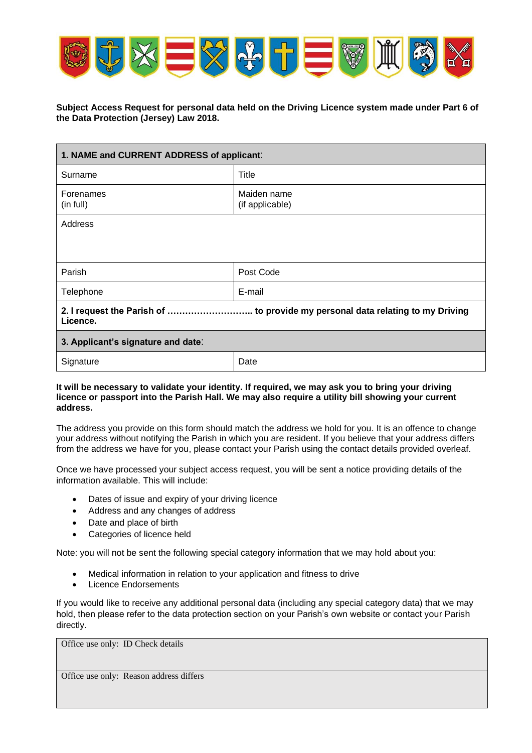**Subject Access Request for personal data held on the Driving Licence system made under Part 6 of the Data Protection (Jersey) Law 2018.**

| **1. NAME and CURRENT ADDRESS of applicant**: | |
|---|---|
| Surname | Title |
| Forenames (in full) | Maiden name (if applicable) |
| Address | |
| Parish | Post Code |
| Telephone | E-mail |
| **2. I request the Parish of ……………………….. to provide my personal data relating to my Driving Licence.** | |
| **3. Applicant's signature and date**: | |
| Signature | Date |

**It will be necessary to validate your identity. If required, we may ask you to bring your driving licence or passport into the Parish Hall. We may also require a utility bill showing your current address.**

The address you provide on this form should match the address we hold for you. It is an offence to change your address without notifying the Parish in which you are resident. If you believe that your address differs from the address we have for you, please contact your Parish using the contact details provided overleaf.

Once we have processed your subject access request, you will be sent a notice providing details of the information available. This will include:

- Dates of issue and expiry of your driving licence
- Address and any changes of address
- Date and place of birth
- Categories of licence held

Note: you will not be sent the following special category information that we may hold about you:

- Medical information in relation to your application and fitness to drive
- Licence Endorsements

If you would like to receive any additional personal data (including any special category data) that we may hold, then please refer to the data protection section on your Parish's own website or contact your Parish directly.

| Office use only: ID Check details |
|---|
| Office use only: Reason address differs |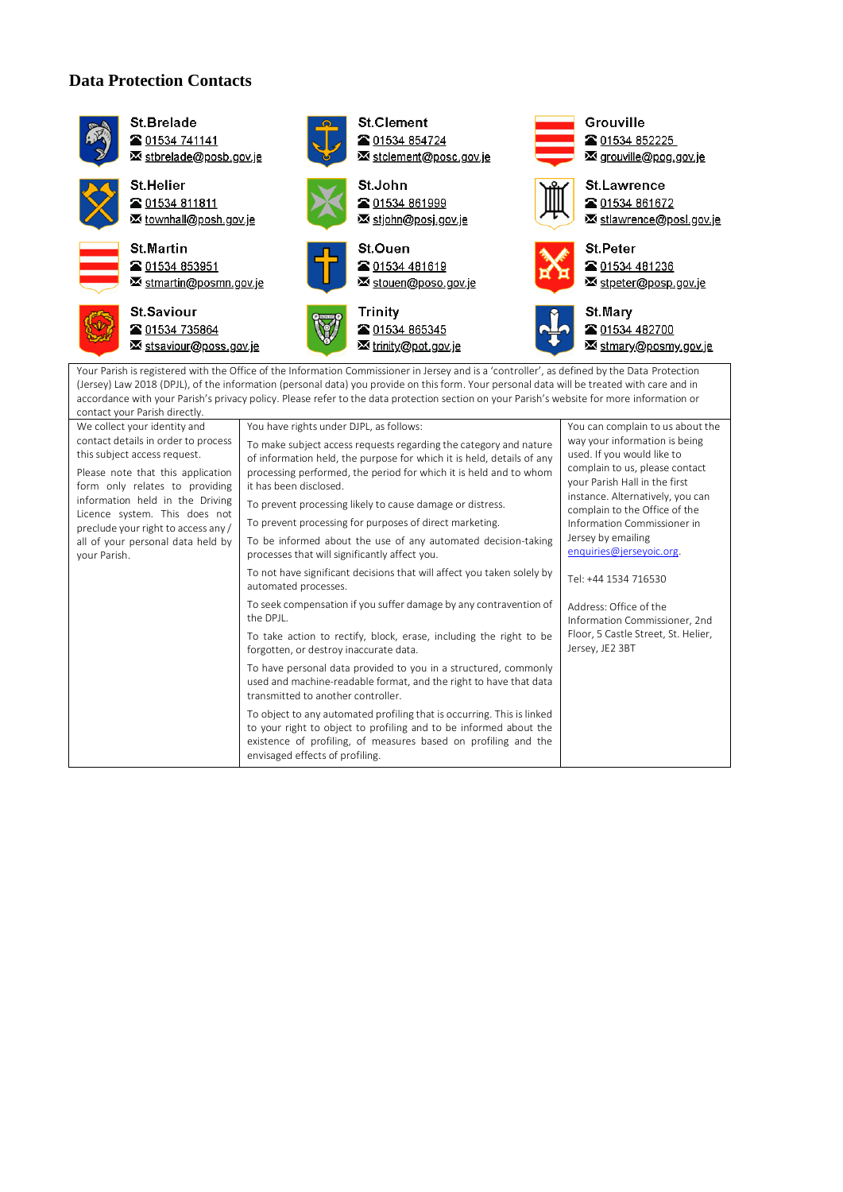## Data Protection Contacts

| | | |
|---|---|---|
| **St.Brelade**<br>☎ 01534 741141<br>✉ stbrelade@posb.gov.je | **St.Clement**<br>☎ 01534 854724<br>✉ stclement@posc.gov.je | **Grouville**<br>☎ 01534 852225<br>✉ grouville@pog.gov.je |
| **St.Helier**<br>☎ 01534 811811<br>✉ townhall@posh.gov.je | **St.John**<br>☎ 01534 861999<br>✉ stjohn@posj.gov.je | **St.Lawrence**<br>☎ 01534 861672<br>✉ stlawrence@posl.gov.je |
| **St.Martin**<br>☎ 01534 853951<br>✉ stmartin@posmn.gov.je | **St.Ouen**<br>☎ 01534 481619<br>✉ stouen@poso.gov.je | **St.Peter**<br>☎ 01534 481236<br>✉ stpeter@posp.gov.je |
| **St.Saviour**<br>☎ 01534 735864<br>✉ stsaviour@poss.gov.je | **Trinity**<br>☎ 01534 865345<br>✉ trinity@pot.gov.je | **St.Mary**<br>☎ 01534 482700<br>✉ stmary@posmy.gov.je |

Your Parish is registered with the Office of the Information Commissioner in Jersey and is a 'controller', as defined by the Data Protection (Jersey) Law 2018 (DPJL), of the information (personal data) you provide on this form. Your personal data will be treated with care and in accordance with your Parish's privacy policy. Please refer to the data protection section on your Parish's website for more information or contact your Parish directly.

| | | |
|---|---|---|
| We collect your identity and contact details in order to process this subject access request.<br><br>Please note that this application form only relates to providing information held in the Driving Licence system. This does not preclude your right to access any / all of your personal data held by your Parish. | You have rights under DJPL, as follows:<br><br>To make subject access requests regarding the category and nature of information held, the purpose for which it is held, details of any processing performed, the period for which it is held and to whom it has been disclosed.<br><br>To prevent processing likely to cause damage or distress.<br><br>To prevent processing for purposes of direct marketing.<br><br>To be informed about the use of any automated decision-taking processes that will significantly affect you.<br><br>To not have significant decisions that will affect you taken solely by automated processes.<br><br>To seek compensation if you suffer damage by any contravention of the DPJL.<br><br>To take action to rectify, block, erase, including the right to be forgotten, or destroy inaccurate data.<br><br>To have personal data provided to you in a structured, commonly used and machine-readable format, and the right to have that data transmitted to another controller.<br><br>To object to any automated profiling that is occurring. This is linked to your right to object to profiling and to be informed about the existence of profiling, of measures based on profiling and the envisaged effects of profiling. | You can complain to us about the way your information is being used. If you would like to complain to us, please contact your Parish Hall in the first instance. Alternatively, you can complain to the Office of the Information Commissioner in Jersey by emailing enquiries@jerseyoic.org.<br><br>Tel: +44 1534 716530<br><br>Address: Office of the Information Commissioner, 2nd Floor, 5 Castle Street, St. Helier, Jersey, JE2 3BT |